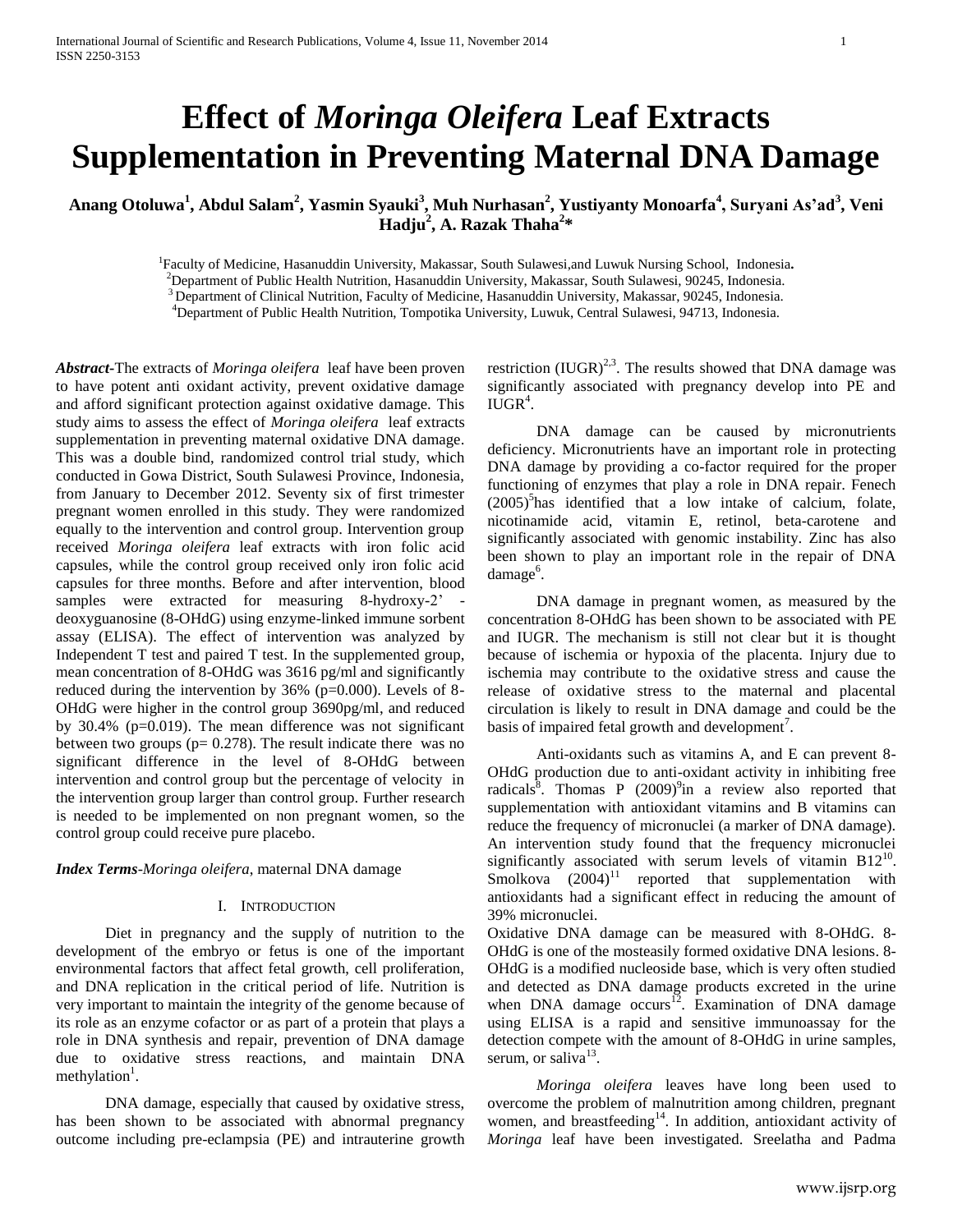# Effect of *Moringa Oleifera* Leaf Extracts Supplementation in Preventing Maternal DNA Damage

**Anang Otoluwa[1], Abdul Salam[2], Yasmin Syauki[3], Muh Nurhasan[2], Yustiyanty Monoarfa[4], Suryani As'ad[3], Veni Hadju[2], A. Razak Thaha[2]***

[1]Faculty of Medicine, Hasanuddin University, Makassar, South Sulawesi,and Luwuk Nursing School, Indonesia**.**
[2]Department of Public Health Nutrition, Hasanuddin University, Makassar, South Sulawesi, 90245, Indonesia.
[3]Department of Clinical Nutrition, Faculty of Medicine, Hasanuddin University, Makassar, 90245, Indonesia.
[4]Department of Public Health Nutrition, Tompotika University, Luwuk, Central Sulawesi, 94713, Indonesia.

***Abstract***-The extracts of *Moringa oleifera* leaf have been proven to have potent anti oxidant activity, prevent oxidative damage and afford significant protection against oxidative damage. This study aims to assess the effect of *Moringa oleifera* leaf extracts supplementation in preventing maternal oxidative DNA damage. This was a double bind, randomized control trial study, which conducted in Gowa District, South Sulawesi Province, Indonesia, from January to December 2012. Seventy six of first trimester pregnant women enrolled in this study. They were randomized equally to the intervention and control group. Intervention group received *Moringa oleifera* leaf extracts with iron folic acid capsules, while the control group received only iron folic acid capsules for three months. Before and after intervention, blood samples were extracted for measuring 8-hydroxy-2' -deoxyguanosine (8-OHdG) using enzyme-linked immune sorbent assay (ELISA). The effect of intervention was analyzed by Independent T test and paired T test. In the supplemented group, mean concentration of 8-OHdG was 3616 pg/ml and significantly reduced during the intervention by 36% (p=0.000). Levels of 8-OHdG were higher in the control group 3690pg/ml, and reduced by 30.4% (p=0.019). The mean difference was not significant between two groups (p= 0.278). The result indicate there was no significant difference in the level of 8-OHdG between intervention and control group but the percentage of velocity in the intervention group larger than control group. Further research is needed to be implemented on non pregnant women, so the control group could receive pure placebo.

***Index Terms***-*Moringa oleifera*, maternal DNA damage

## I. Introduction

Diet in pregnancy and the supply of nutrition to the development of the embryo or fetus is one of the important environmental factors that affect fetal growth, cell proliferation, and DNA replication in the critical period of life. Nutrition is very important to maintain the integrity of the genome because of its role as an enzyme cofactor or as part of a protein that plays a role in DNA synthesis and repair, prevention of DNA damage due to oxidative stress reactions, and maintain DNA methylation[1].

DNA damage, especially that caused by oxidative stress, has been shown to be associated with abnormal pregnancy outcome including pre-eclampsia (PE) and intrauterine growth restriction (IUGR)[2,3]. The results showed that DNA damage was significantly associated with pregnancy develop into PE and IUGR[4].

DNA damage can be caused by micronutrients deficiency. Micronutrients have an important role in protecting DNA damage by providing a co-factor required for the proper functioning of enzymes that play a role in DNA repair. Fenech (2005)[5]has identified that a low intake of calcium, folate, nicotinamide acid, vitamin E, retinol, beta-carotene and significantly associated with genomic instability. Zinc has also been shown to play an important role in the repair of DNA damage[6].

DNA damage in pregnant women, as measured by the concentration 8-OHdG has been shown to be associated with PE and IUGR. The mechanism is still not clear but it is thought because of ischemia or hypoxia of the placenta. Injury due to ischemia may contribute to the oxidative stress and cause the release of oxidative stress to the maternal and placental circulation is likely to result in DNA damage and could be the basis of impaired fetal growth and development[7].

Anti-oxidants such as vitamins A, and E can prevent 8-OHdG production due to anti-oxidant activity in inhibiting free radicals[8]. Thomas P (2009)[9]in a review also reported that supplementation with antioxidant vitamins and B vitamins can reduce the frequency of micronuclei (a marker of DNA damage). An intervention study found that the frequency micronuclei significantly associated with serum levels of vitamin B12[10]. Smolkova (2004)[11] reported that supplementation with antioxidants had a significant effect in reducing the amount of 39% micronuclei.

Oxidative DNA damage can be measured with 8-OHdG. 8-OHdG is one of the mosteasily formed oxidative DNA lesions. 8-OHdG is a modified nucleoside base, which is very often studied and detected as DNA damage products excreted in the urine when DNA damage occurs[12]. Examination of DNA damage using ELISA is a rapid and sensitive immunoassay for the detection compete with the amount of 8-OHdG in urine samples, serum, or saliva[13].

*Moringa oleifera* leaves have long been used to overcome the problem of malnutrition among children, pregnant women, and breastfeeding[14]. In addition, antioxidant activity of *Moringa* leaf have been investigated. Sreelatha and Padma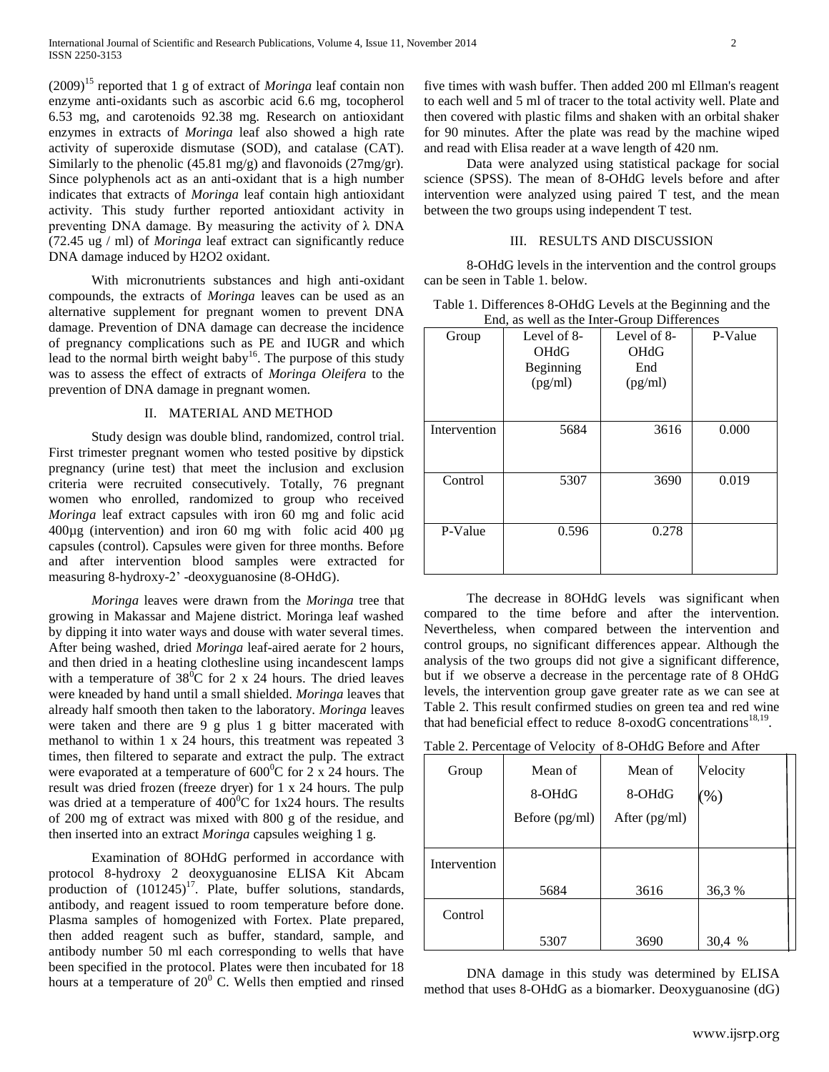(2009)[15] reported that 1 g of extract of *Moringa* leaf contain non enzyme anti-oxidants such as ascorbic acid 6.6 mg, tocopherol 6.53 mg, and carotenoids 92.38 mg. Research on antioxidant enzymes in extracts of *Moringa* leaf also showed a high rate activity of superoxide dismutase (SOD), and catalase (CAT). Similarly to the phenolic (45.81 mg/g) and flavonoids (27mg/gr). Since polyphenols act as an anti-oxidant that is a high number indicates that extracts of *Moringa* leaf contain high antioxidant activity. This study further reported antioxidant activity in preventing DNA damage. By measuring the activity of λ DNA (72.45 ug / ml) of *Moringa* leaf extract can significantly reduce DNA damage induced by H2O2 oxidant.

With micronutrients substances and high anti-oxidant compounds, the extracts of *Moringa* leaves can be used as an alternative supplement for pregnant women to prevent DNA damage. Prevention of DNA damage can decrease the incidence of pregnancy complications such as PE and IUGR and which lead to the normal birth weight baby[16]. The purpose of this study was to assess the effect of extracts of *Moringa Oleifera* to the prevention of DNA damage in pregnant women.

## II. MATERIAL AND METHOD

Study design was double blind, randomized, control trial. First trimester pregnant women who tested positive by dipstick pregnancy (urine test) that meet the inclusion and exclusion criteria were recruited consecutively. Totally, 76 pregnant women who enrolled, randomized to group who received *Moringa* leaf extract capsules with iron 60 mg and folic acid 400µg (intervention) and iron 60 mg with folic acid 400 µg capsules (control). Capsules were given for three months. Before and after intervention blood samples were extracted for measuring 8-hydroxy-2' -deoxyguanosine (8-OHdG).

*Moringa* leaves were drawn from the *Moringa* tree that growing in Makassar and Majene district. Moringa leaf washed by dipping it into water ways and douse with water several times. After being washed, dried *Moringa* leaf-aired aerate for 2 hours, and then dried in a heating clothesline using incandescent lamps with a temperature of $38^0$C for 2 x 24 hours. The dried leaves were kneaded by hand until a small shielded. *Moringa* leaves that already half smooth then taken to the laboratory. *Moringa* leaves were taken and there are 9 g plus 1 g bitter macerated with methanol to within 1 x 24 hours, this treatment was repeated 3 times, then filtered to separate and extract the pulp. The extract were evaporated at a temperature of $600^0$C for 2 x 24 hours. The result was dried frozen (freeze dryer) for 1 x 24 hours. The pulp was dried at a temperature of $400^0$C for 1x24 hours. The results of 200 mg of extract was mixed with 800 g of the residue, and then inserted into an extract *Moringa* capsules weighing 1 g.

Examination of 8OHdG performed in accordance with protocol 8-hydroxy 2 deoxyguanosine ELISA Kit Abcam production of (101245)[17]. Plate, buffer solutions, standards, antibody, and reagent issued to room temperature before done. Plasma samples of homogenized with Fortex. Plate prepared, then added reagent such as buffer, standard, sample, and antibody number 50 ml each corresponding to wells that have been specified in the protocol. Plates were then incubated for 18 hours at a temperature of $20^0$ C. Wells then emptied and rinsed five times with wash buffer. Then added 200 ml Ellman's reagent to each well and 5 ml of tracer to the total activity well. Plate and then covered with plastic films and shaken with an orbital shaker for 90 minutes. After the plate was read by the machine wiped and read with Elisa reader at a wave length of 420 nm.

Data were analyzed using statistical package for social science (SPSS). The mean of 8-OHdG levels before and after intervention were analyzed using paired T test, and the mean between the two groups using independent T test.

## III. RESULTS AND DISCUSSION

8-OHdG levels in the intervention and the control groups can be seen in Table 1. below.

Table 1. Differences 8-OHdG Levels at the Beginning and the End, as well as the Inter-Group Differences

| Group | Level of 8-OHdG Beginning (pg/ml) | Level of 8-OHdG End (pg/ml) | P-Value |
|---|---|---|---|
| Intervention | 5684 | 3616 | 0.000 |
| Control | 5307 | 3690 | 0.019 |
| P-Value | 0.596 | 0.278 | |

The decrease in 8OHdG levels was significant when compared to the time before and after the intervention. Nevertheless, when compared between the intervention and control groups, no significant differences appear. Although the analysis of the two groups did not give a significant difference, but if we observe a decrease in the percentage rate of 8 OHdG levels, the intervention group gave greater rate as we can see at Table 2. This result confirmed studies on green tea and red wine that had beneficial effect to reduce 8-oxodG concentrations[18,19].

Table 2. Percentage of Velocity of 8-OHdG Before and After

| Group | Mean of 8-OHdG Before (pg/ml) | Mean of 8-OHdG After (pg/ml) | Velocity (%) |
|---|---|---|---|
| Intervention | 5684 | 3616 | 36,3 % |
| Control | 5307 | 3690 | 30,4 % |

DNA damage in this study was determined by ELISA method that uses 8-OHdG as a biomarker. Deoxyguanosine (dG)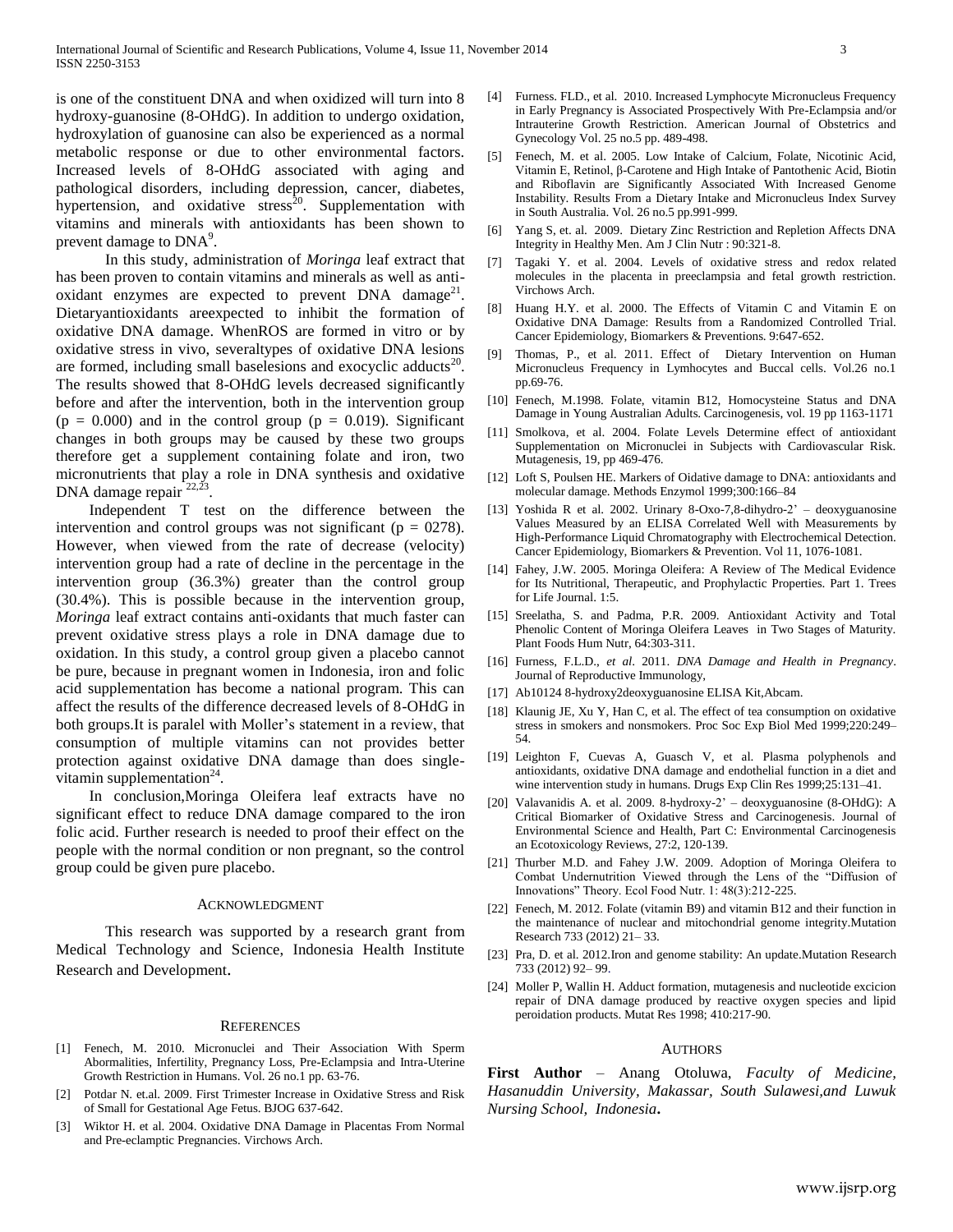is one of the constituent DNA and when oxidized will turn into 8 hydroxy-guanosine (8-OHdG). In addition to undergo oxidation, hydroxylation of guanosine can also be experienced as a normal metabolic response or due to other environmental factors. Increased levels of 8-OHdG associated with aging and pathological disorders, including depression, cancer, diabetes, hypertension, and oxidative stress[20]. Supplementation with vitamins and minerals with antioxidants has been shown to prevent damage to DNA[9].

In this study, administration of *Moringa* leaf extract that has been proven to contain vitamins and minerals as well as anti-oxidant enzymes are expected to prevent DNA damage[21]. Dietaryantioxidants areexpected to inhibit the formation of oxidative DNA damage. WhenROS are formed in vitro or by oxidative stress in vivo, severaltypes of oxidative DNA lesions are formed, including small baselesions and exocyclic adducts[20]. The results showed that 8-OHdG levels decreased significantly before and after the intervention, both in the intervention group ($p = 0.000$) and in the control group ($p = 0.019$). Significant changes in both groups may be caused by these two groups therefore get a supplement containing folate and iron, two micronutrients that play a role in DNA synthesis and oxidative DNA damage repair [22,23].

Independent T test on the difference between the intervention and control groups was not significant ($p = 0278$). However, when viewed from the rate of decrease (velocity) intervention group had a rate of decline in the percentage in the intervention group (36.3%) greater than the control group (30.4%). This is possible because in the intervention group, *Moringa* leaf extract contains anti-oxidants that much faster can prevent oxidative stress plays a role in DNA damage due to oxidation. In this study, a control group given a placebo cannot be pure, because in pregnant women in Indonesia, iron and folic acid supplementation has become a national program. This can affect the results of the difference decreased levels of 8-OHdG in both groups.It is paralel with Moller's statement in a review, that consumption of multiple vitamins can not provides better protection against oxidative DNA damage than does single-vitamin supplementation[24].

In conclusion,Moringa Oleifera leaf extracts have no significant effect to reduce DNA damage compared to the iron folic acid. Further research is needed to proof their effect on the people with the normal condition or non pregnant, so the control group could be given pure placebo.

## Acknowledgment

This research was supported by a research grant from Medical Technology and Science, Indonesia Health Institute Research and Development.

## References

[1] Fenech, M. 2010. Micronuclei and Their Association With Sperm Abormalities, Infertility, Pregnancy Loss, Pre-Eclampsia and Intra-Uterine Growth Restriction in Humans. Vol. 26 no.1 pp. 63-76.

[2] Potdar N. et.al. 2009. First Trimester Increase in Oxidative Stress and Risk of Small for Gestational Age Fetus. BJOG 637-642.

[3] Wiktor H. et al. 2004. Oxidative DNA Damage in Placentas From Normal and Pre-eclamptic Pregnancies. Virchows Arch.

[4] Furness. FLD., et al. 2010. Increased Lymphocyte Micronucleus Frequency in Early Pregnancy is Associated Prospectively With Pre-Eclampsia and/or Intrauterine Growth Restriction. American Journal of Obstetrics and Gynecology Vol. 25 no.5 pp. 489-498.

[5] Fenech, M. et al. 2005. Low Intake of Calcium, Folate, Nicotinic Acid, Vitamin E, Retinol, β-Carotene and High Intake of Pantothenic Acid, Biotin and Riboflavin are Significantly Associated With Increased Genome Instability. Results From a Dietary Intake and Micronucleus Index Survey in South Australia. Vol. 26 no.5 pp.991-999.

[6] Yang S, et. al. 2009. Dietary Zinc Restriction and Repletion Affects DNA Integrity in Healthy Men. Am J Clin Nutr : 90:321-8.

[7] Tagaki Y. et al. 2004. Levels of oxidative stress and redox related molecules in the placenta in preeclampsia and fetal growth restriction. Virchows Arch.

[8] Huang H.Y. et al. 2000. The Effects of Vitamin C and Vitamin E on Oxidative DNA Damage: Results from a Randomized Controlled Trial. Cancer Epidemiology, Biomarkers & Preventions. 9:647-652.

[9] Thomas, P., et al. 2011. Effect of Dietary Intervention on Human Micronucleus Frequency in Lymhocytes and Buccal cells. Vol.26 no.1 pp.69-76.

[10] Fenech, M.1998. Folate, vitamin B12, Homocysteine Status and DNA Damage in Young Australian Adults. Carcinogenesis, vol. 19 pp 1163-1171

[11] Smolkova, et al. 2004. Folate Levels Determine effect of antioxidant Supplementation on Micronuclei in Subjects with Cardiovascular Risk. Mutagenesis, 19, pp 469-476.

[12] Loft S, Poulsen HE. Markers of Oidative damage to DNA: antioxidants and molecular damage. Methods Enzymol 1999;300:166–84

[13] Yoshida R et al. 2002. Urinary 8-Oxo-7,8-dihydro-2' – deoxyguanosine Values Measured by an ELISA Correlated Well with Measurements by High-Performance Liquid Chromatography with Electrochemical Detection. Cancer Epidemiology, Biomarkers & Prevention. Vol 11, 1076-1081.

[14] Fahey, J.W. 2005. Moringa Oleifera: A Review of The Medical Evidence for Its Nutritional, Therapeutic, and Prophylactic Properties. Part 1. Trees for Life Journal. 1:5.

[15] Sreelatha, S. and Padma, P.R. 2009. Antioxidant Activity and Total Phenolic Content of Moringa Oleifera Leaves in Two Stages of Maturity. Plant Foods Hum Nutr, 64:303-311.

[16] Furness, F.L.D., *et al*. 2011. *DNA Damage and Health in Pregnancy*. Journal of Reproductive Immunology,

[17] Ab10124 8-hydroxy2deoxyguanosine ELISA Kit,Abcam.

[18] Klaunig JE, Xu Y, Han C, et al. The effect of tea consumption on oxidative stress in smokers and nonsmokers. Proc Soc Exp Biol Med 1999;220:249–54.

[19] Leighton F, Cuevas A, Guasch V, et al. Plasma polyphenols and antioxidants, oxidative DNA damage and endothelial function in a diet and wine intervention study in humans. Drugs Exp Clin Res 1999;25:131–41.

[20] Valavanidis A. et al. 2009. 8-hydroxy-2' – deoxyguanosine (8-OHdG): A Critical Biomarker of Oxidative Stress and Carcinogenesis. Journal of Environmental Science and Health, Part C: Environmental Carcinogenesis an Ecotoxicology Reviews, 27:2, 120-139.

[21] Thurber M.D. and Fahey J.W. 2009. Adoption of Moringa Oleifera to Combat Undernutrition Viewed through the Lens of the "Diffusion of Innovations" Theory. Ecol Food Nutr. 1: 48(3):212-225.

[22] Fenech, M. 2012. Folate (vitamin B9) and vitamin B12 and their function in the maintenance of nuclear and mitochondrial genome integrity.Mutation Research 733 (2012) 21– 33.

[23] Pra, D. et al. 2012.Iron and genome stability: An update.Mutation Research 733 (2012) 92– 99.

[24] Moller P, Wallin H. Adduct formation, mutagenesis and nucleotide excicion repair of DNA damage produced by reactive oxygen species and lipid peroidation products. Mutat Res 1998; 410:217-90.

## Authors

**First Author** – Anang Otoluwa, *Faculty of Medicine, Hasanuddin University, Makassar, South Sulawesi,and Luwuk Nursing School, Indonesia***.**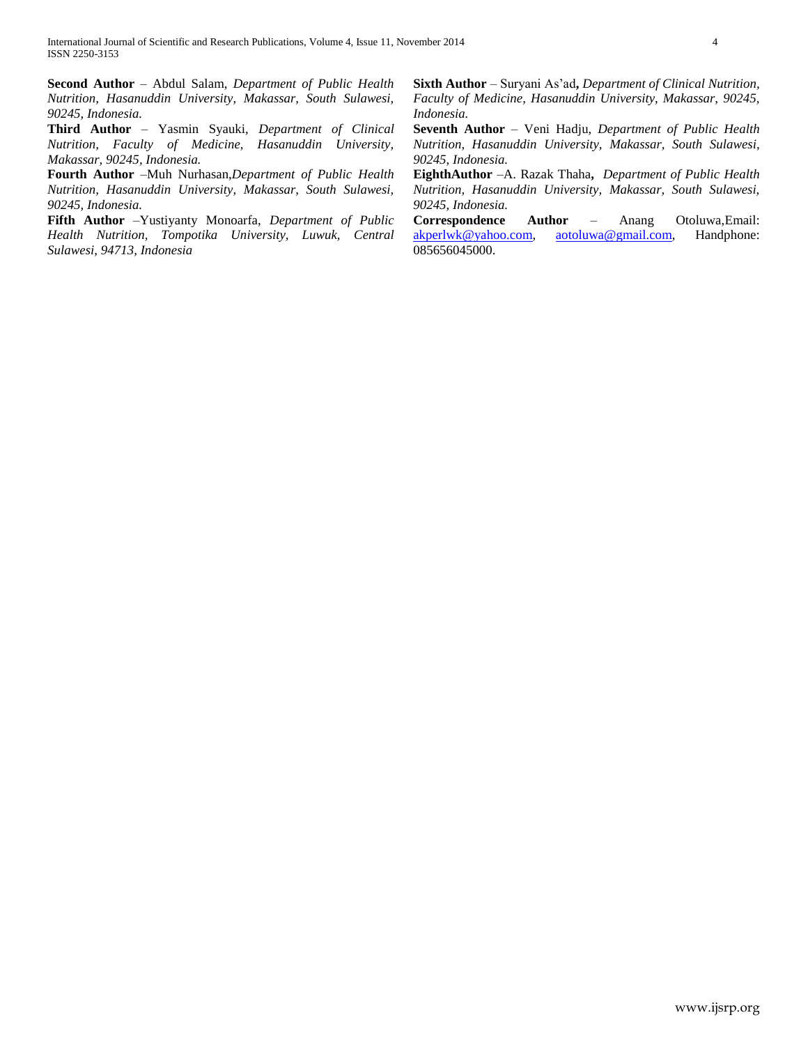**Second Author** – Abdul Salam, *Department of Public Health Nutrition, Hasanuddin University, Makassar, South Sulawesi, 90245, Indonesia.*

**Third Author** – Yasmin Syauki, *Department of Clinical Nutrition, Faculty of Medicine, Hasanuddin University, Makassar, 90245, Indonesia.*

**Fourth Author** –Muh Nurhasan,*Department of Public Health Nutrition, Hasanuddin University, Makassar, South Sulawesi, 90245, Indonesia.*

**Fifth Author** –Yustiyanty Monoarfa, *Department of Public Health Nutrition, Tompotika University, Luwuk, Central Sulawesi, 94713, Indonesia*

**Sixth Author** – Suryani As'ad**,** *Department of Clinical Nutrition, Faculty of Medicine, Hasanuddin University, Makassar, 90245, Indonesia.*

**Seventh Author** – Veni Hadju, *Department of Public Health Nutrition, Hasanuddin University, Makassar, South Sulawesi, 90245, Indonesia.*

**EighthAuthor** –A. Razak Thaha**,** *Department of Public Health Nutrition, Hasanuddin University, Makassar, South Sulawesi, 90245, Indonesia.*

**Correspondence Author** – Anang Otoluwa,Email: akperlwk@yahoo.com, aotoluwa@gmail.com, Handphone: 085656045000.